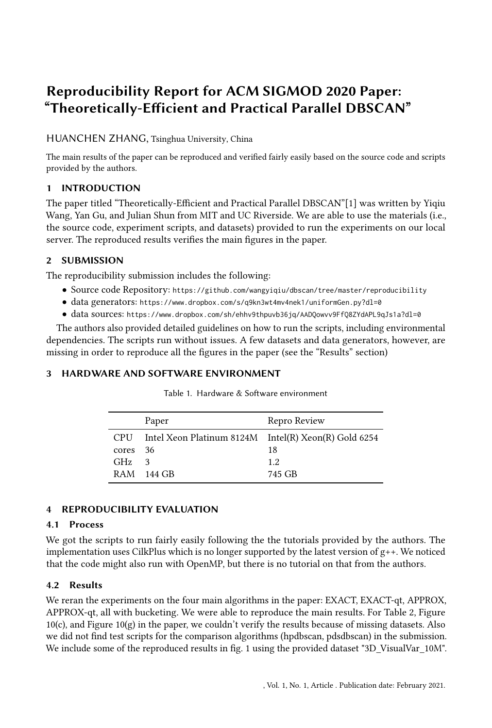# Reproducibility Report for ACM SIGMOD 2020 Paper: "Theoretically-Efficient and Practical Parallel DBSCAN"

HUANCHEN ZHANG, Tsinghua University, China

The main results of the paper can be reproduced and verified fairly easily based on the source code and scripts provided by the authors.

## 1 INTRODUCTION

The paper titled "Theoretically-Efficient and Practical Parallel DBSCAN"[1] was written by Yiqiu Wang, Yan Gu, and Julian Shun from MIT and UC Riverside. We are able to use the materials (i.e., the source code, experiment scripts, and datasets) provided to run the experiments on our local server. The reproduced results verifies the main figures in the paper.

## 2 SUBMISSION

The reproducibility submission includes the following:

- Source code Repository: `https://github.com/wangyiqiu/dbscan/tree/master/reproducibility`
- data generators: `https://www.dropbox.com/s/q9kn3wt4mv4nek1/uniformGen.py?dl=0`
- data sources: `https://www.dropbox.com/sh/ehhv9thpuvb36jq/AADQowvv9FfQ8ZYdAPL9qJs1a?dl=0`

The authors also provided detailed guidelines on how to run the scripts, including environmental dependencies. The scripts run without issues. A few datasets and data generators, however, are missing in order to reproduce all the figures in the paper (see the "Results" section)

## 3 HARDWARE AND SOFTWARE ENVIRONMENT

Table 1. Hardware & Software environment

| | Paper | Repro Review |
|---|---|---|
| CPU | Intel Xeon Platinum 8124M | Intel(R) Xeon(R) Gold 6254 |
| cores | 36 | 18 |
| GHz | 3 | 1.2 |
| RAM | 144 GB | 745 GB |

## 4 REPRODUCIBILITY EVALUATION

### 4.1 Process

We got the scripts to run fairly easily following the the tutorials provided by the authors. The implementation uses CilkPlus which is no longer supported by the latest version of g++. We noticed that the code might also run with OpenMP, but there is no tutorial on that from the authors.

### 4.2 Results

We reran the experiments on the four main algorithms in the paper: EXACT, EXACT-qt, APPROX, APPROX-qt, all with bucketing. We were able to reproduce the main results. For Table 2, Figure 10(c), and Figure 10(g) in the paper, we couldn't verify the results because of missing datasets. Also we did not find test scripts for the comparison algorithms (hpdbscan, pdsdbscan) in the submission. We include some of the reproduced results in fig. 1 using the provided dataset "3D_VisualVar_10M".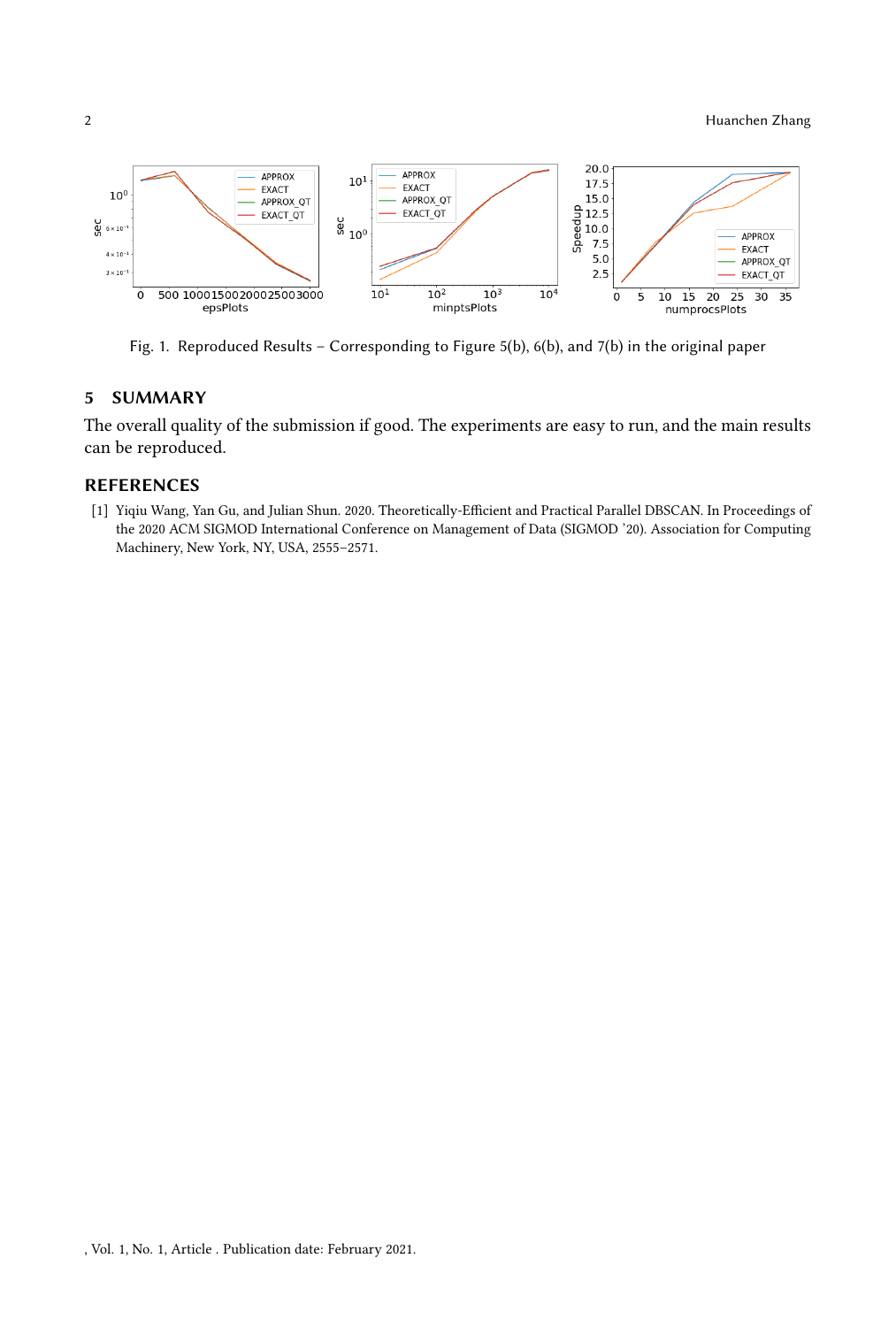APPROX
EXACT
APPROX_QT
EXACT_QT

sec

$10^0$

$6\times10^{-1}$

$4\times10^{-1}$

$3\times10^{-1}$

0 500 1000 1500 2000 2500 3000

epsPlots

APPROX
EXACT
APPROX_QT
EXACT_QT

sec

$10^1$

$10^0$

$10^1$ $10^2$ $10^3$ $10^4$

minptsPlots

Speedup

20.0
17.5
15.0
12.5
10.0
7.5
5.0
2.5

APPROX
EXACT
APPROX_QT
EXACT_QT

0 5 10 15 20 25 30 35

numprocsPlots

Fig. 1. Reproduced Results – Corresponding to Figure 5(b), 6(b), and 7(b) in the original paper

## 5 SUMMARY

The overall quality of the submission if good. The experiments are easy to run, and the main results can be reproduced.

## REFERENCES

[1] Yiqiu Wang, Yan Gu, and Julian Shun. 2020. Theoretically-Efficient and Practical Parallel DBSCAN. In Proceedings of the 2020 ACM SIGMOD International Conference on Management of Data (SIGMOD '20). Association for Computing Machinery, New York, NY, USA, 2555–2571.